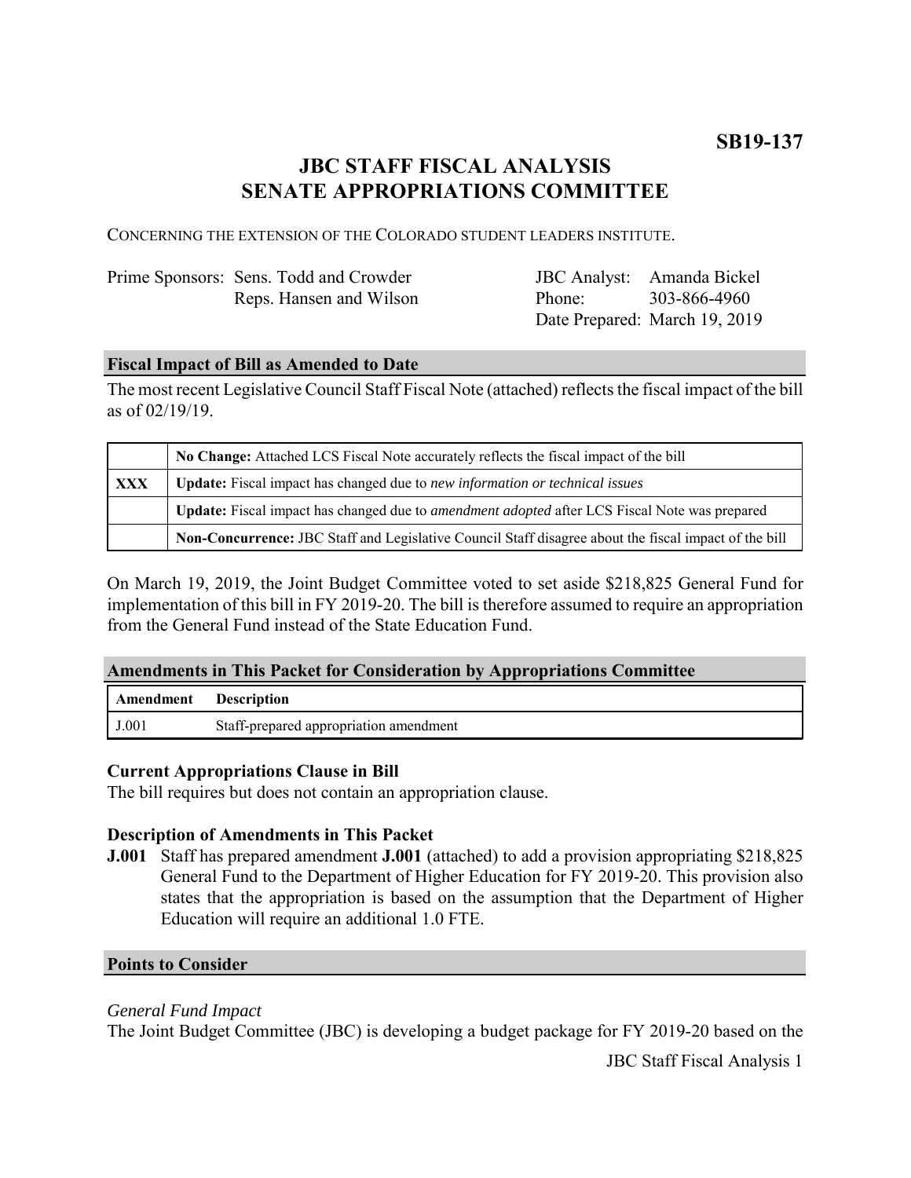**SB19-137**

# JBC STAFF FISCAL ANALYSIS
# SENATE APPROPRIATIONS COMMITTEE

CONCERNING THE EXTENSION OF THE COLORADO STUDENT LEADERS INSTITUTE.

| | | | |
|---|---|---|---|
| Prime Sponsors: | Sens. Todd and Crowder | JBC Analyst: | Amanda Bickel |
| | Reps. Hansen and Wilson | Phone: | 303-866-4960 |
| | | Date Prepared: | March 19, 2019 |

## Fiscal Impact of Bill as Amended to Date

The most recent Legislative Council Staff Fiscal Note (attached) reflects the fiscal impact of the bill as of 02/19/19.

| | |
|---|---|
| | **No Change:** Attached LCS Fiscal Note accurately reflects the fiscal impact of the bill |
| **XXX** | **Update:** Fiscal impact has changed due to *new information or technical issues* |
| | **Update:** Fiscal impact has changed due to *amendment adopted* after LCS Fiscal Note was prepared |
| | **Non-Concurrence:** JBC Staff and Legislative Council Staff disagree about the fiscal impact of the bill |

On March 19, 2019, the Joint Budget Committee voted to set aside $218,825 General Fund for implementation of this bill in FY 2019-20. The bill is therefore assumed to require an appropriation from the General Fund instead of the State Education Fund.

## Amendments in This Packet for Consideration by Appropriations Committee

| Amendment | Description |
|---|---|
| J.001 | Staff-prepared appropriation amendment |

### Current Appropriations Clause in Bill

The bill requires but does not contain an appropriation clause.

### Description of Amendments in This Packet

**J.001** Staff has prepared amendment **J.001** (attached) to add a provision appropriating $218,825 General Fund to the Department of Higher Education for FY 2019-20. This provision also states that the appropriation is based on the assumption that the Department of Higher Education will require an additional 1.0 FTE.

## Points to Consider

*General Fund Impact*

The Joint Budget Committee (JBC) is developing a budget package for FY 2019-20 based on the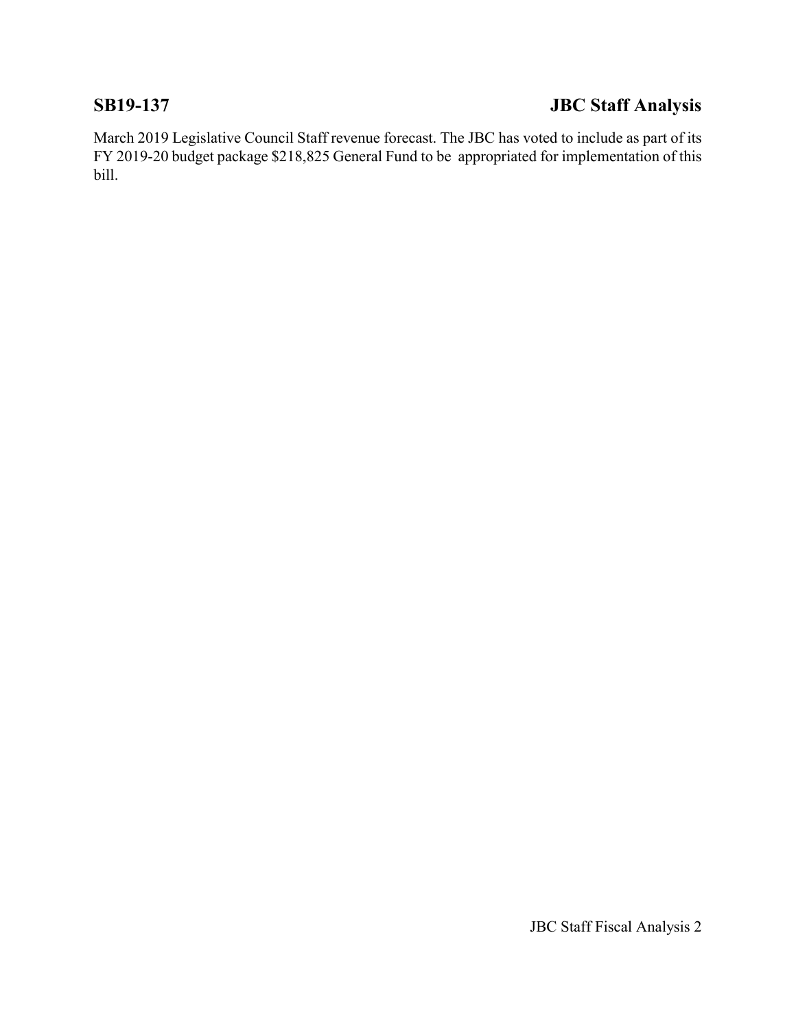March 2019 Legislative Council Staff revenue forecast. The JBC has voted to include as part of its FY 2019-20 budget package $218,825 General Fund to be appropriated for implementation of this bill.